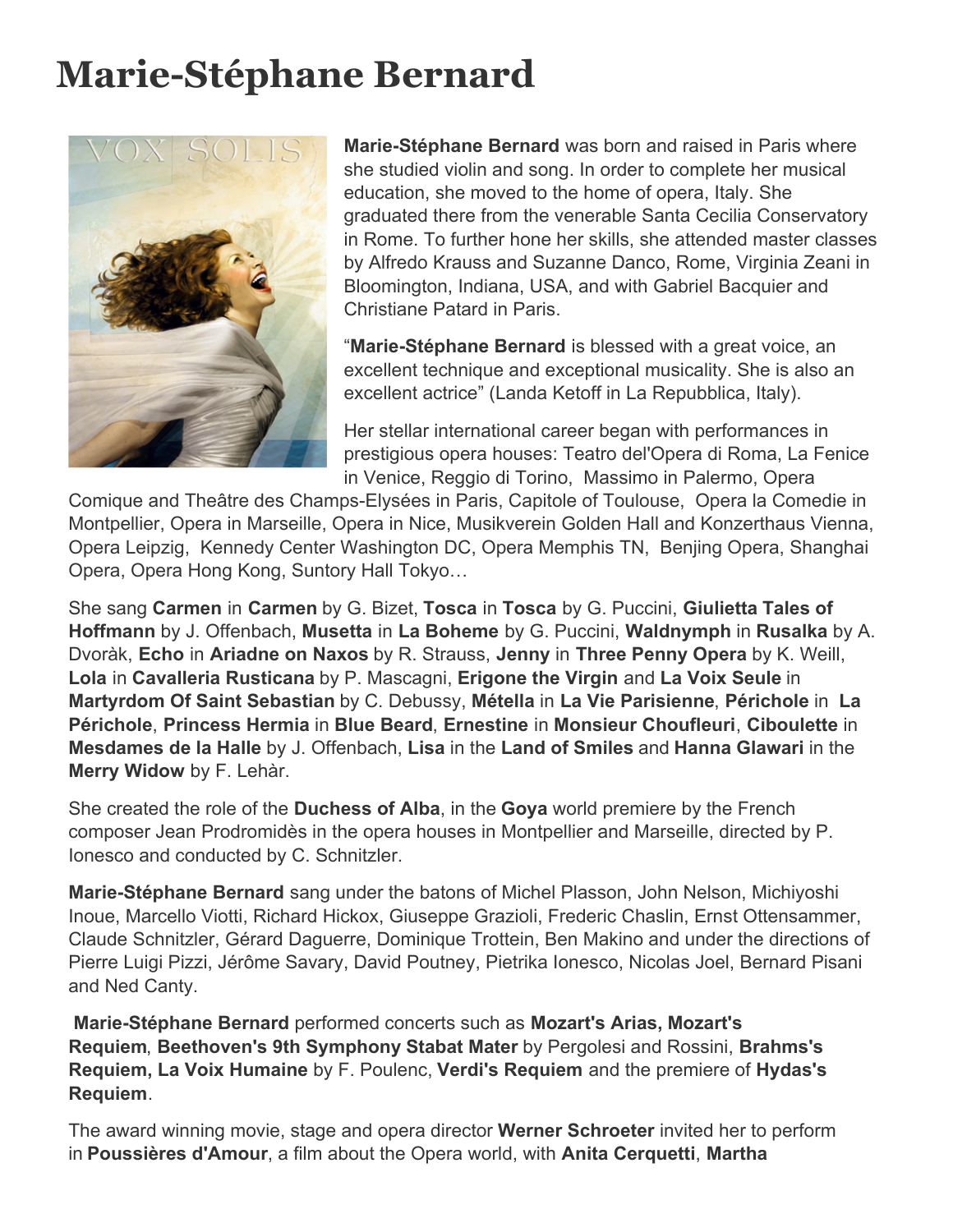# Marie-Stéphane Bernard

**Marie-Stéphane Bernard** was born and raised in Paris where she studied violin and song. In order to complete her musical education, she moved to the home of opera, Italy. She graduated there from the venerable Santa Cecilia Conservatory in Rome. To further hone her skills, she attended master classes by Alfredo Krauss and Suzanne Danco, Rome, Virginia Zeani in Bloomington, Indiana, USA, and with Gabriel Bacquier and Christiane Patard in Paris.

"**Marie-Stéphane Bernard** is blessed with a great voice, an excellent technique and exceptional musicality. She is also an excellent actrice" (Landa Ketoff in La Repubblica, Italy).

Her stellar international career began with performances in prestigious opera houses: Teatro del'Opera di Roma, La Fenice in Venice, Reggio di Torino, Massimo in Palermo, Opera Comique and Theâtre des Champs-Elysées in Paris, Capitole of Toulouse, Opera la Comedie in Montpellier, Opera in Marseille, Opera in Nice, Musikverein Golden Hall and Konzerthaus Vienna, Opera Leipzig, Kennedy Center Washington DC, Opera Memphis TN, Benjing Opera, Shanghai Opera, Opera Hong Kong, Suntory Hall Tokyo…

She sang **Carmen** in **Carmen** by G. Bizet, **Tosca** in **Tosca** by G. Puccini, **Giulietta Tales of Hoffmann** by J. Offenbach, **Musetta** in **La Boheme** by G. Puccini, **Waldnymph** in **Rusalka** by A. Dvoràk, **Echo** in **Ariadne on Naxos** by R. Strauss, **Jenny** in **Three Penny Opera** by K. Weill, **Lola** in **Cavalleria Rusticana** by P. Mascagni, **Erigone the Virgin** and **La Voix Seule** in **Martyrdom Of Saint Sebastian** by C. Debussy, **Métella** in **La Vie Parisienne**, **Périchole** in **La Périchole**, **Princess Hermia** in **Blue Beard**, **Ernestine** in **Monsieur Choufleuri**, **Ciboulette** in **Mesdames de la Halle** by J. Offenbach, **Lisa** in the **Land of Smiles** and **Hanna Glawari** in the **Merry Widow** by F. Lehàr.

She created the role of the **Duchess of Alba**, in the **Goya** world premiere by the French composer Jean Prodromidès in the opera houses in Montpellier and Marseille, directed by P. Ionesco and conducted by C. Schnitzler.

**Marie-Stéphane Bernard** sang under the batons of Michel Plasson, John Nelson, Michiyoshi Inoue, Marcello Viotti, Richard Hickox, Giuseppe Grazioli, Frederic Chaslin, Ernst Ottensammer, Claude Schnitzler, Gérard Daguerre, Dominique Trottein, Ben Makino and under the directions of Pierre Luigi Pizzi, Jérôme Savary, David Poutney, Pietrika Ionesco, Nicolas Joel, Bernard Pisani and Ned Canty.

**Marie-Stéphane Bernard** performed concerts such as **Mozart's Arias, Mozart's Requiem**, **Beethoven's 9th Symphony Stabat Mater** by Pergolesi and Rossini, **Brahms's Requiem, La Voix Humaine** by F. Poulenc, **Verdi's Requiem** and the premiere of **Hydas's Requiem**.

The award winning movie, stage and opera director **Werner Schroeter** invited her to perform in **Poussières d'Amour**, a film about the Opera world, with **Anita Cerquetti**, **Martha**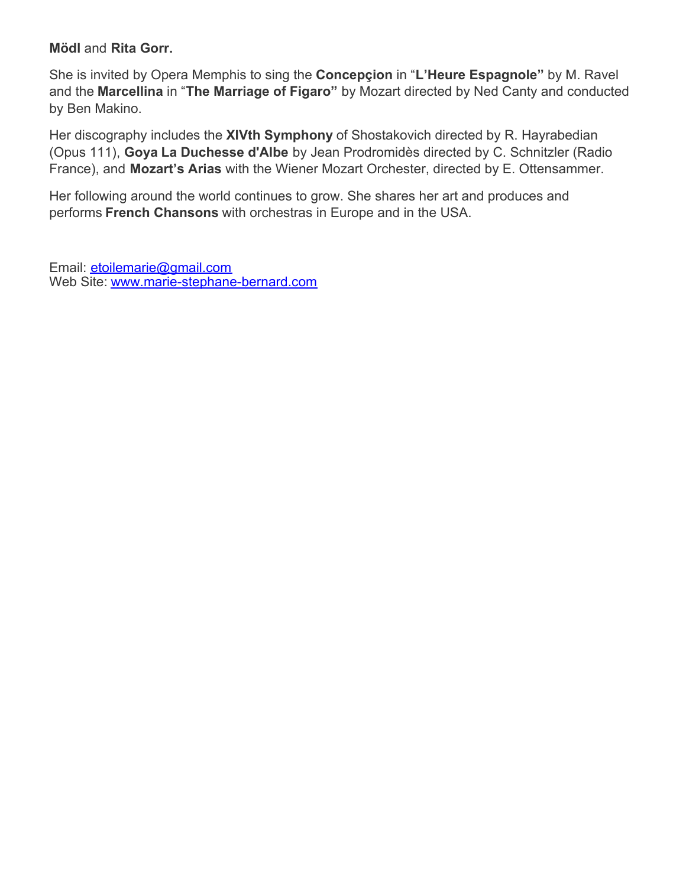**Mödl** and **Rita Gorr.**

She is invited by Opera Memphis to sing the **Concepçion** in "**L'Heure Espagnole"** by M. Ravel and the **Marcellina** in "**The Marriage of Figaro"** by Mozart directed by Ned Canty and conducted by Ben Makino.

Her discography includes the **XIVth Symphony** of Shostakovich directed by R. Hayrabedian (Opus 111), **Goya La Duchesse d'Albe** by Jean Prodromidès directed by C. Schnitzler (Radio France), and **Mozart's Arias** with the Wiener Mozart Orchester, directed by E. Ottensammer.

Her following around the world continues to grow. She shares her art and produces and performs **French Chansons** with orchestras in Europe and in the USA.

Email: etoilemarie@gmail.com
Web Site: www.marie-stephane-bernard.com